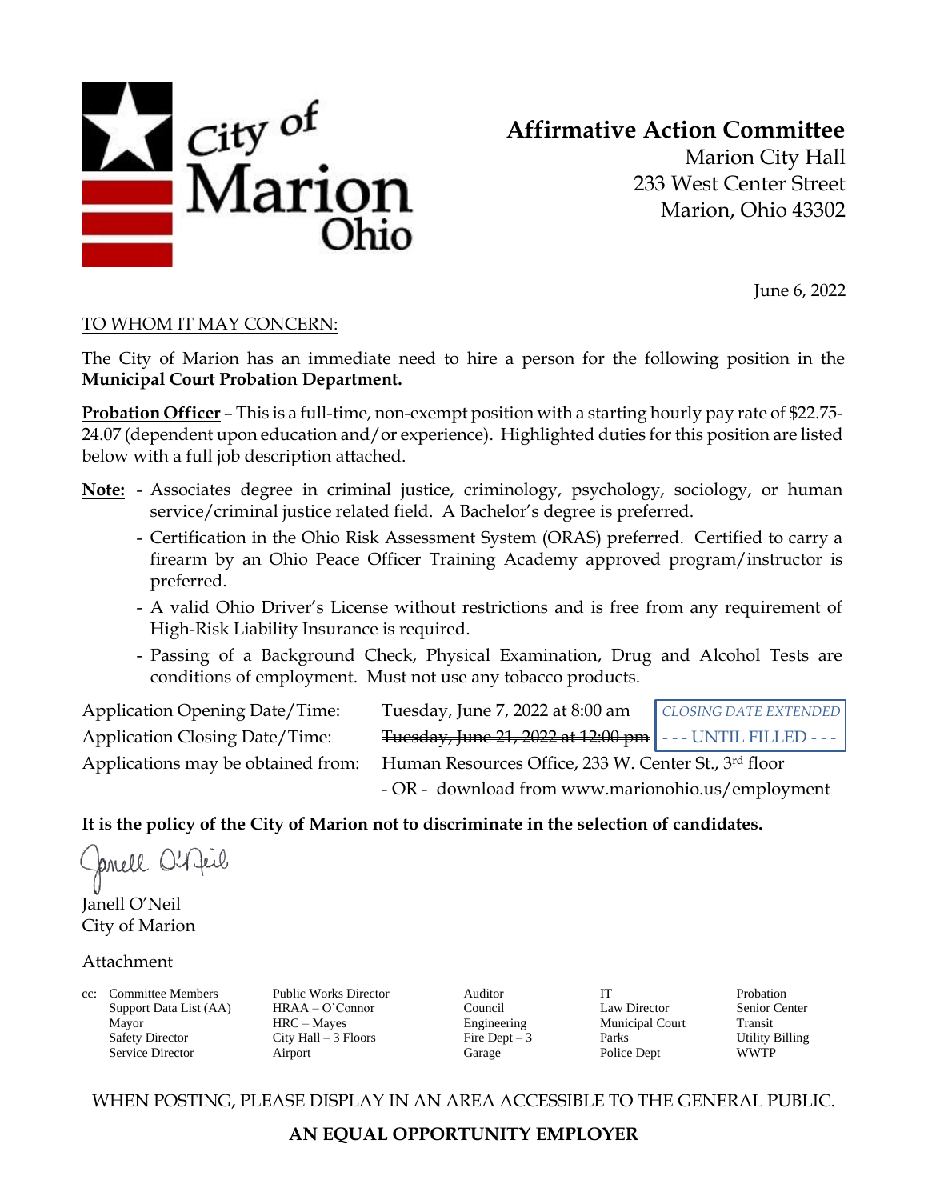City of Marion Ohio

# Affirmative Action Committee

Marion City Hall
233 West Center Street
Marion, Ohio 43302

June 6, 2022

TO WHOM IT MAY CONCERN:

The City of Marion has an immediate need to hire a person for the following position in the **Municipal Court Probation Department.**

**Probation Officer** – This is a full-time, non-exempt position with a starting hourly pay rate of $22.75-24.07 (dependent upon education and/or experience). Highlighted duties for this position are listed below with a full job description attached.

**Note:**
- Associates degree in criminal justice, criminology, psychology, sociology, or human service/criminal justice related field. A Bachelor's degree is preferred.
- Certification in the Ohio Risk Assessment System (ORAS) preferred. Certified to carry a firearm by an Ohio Peace Officer Training Academy approved program/instructor is preferred.
- A valid Ohio Driver's License without restrictions and is free from any requirement of High-Risk Liability Insurance is required.
- Passing of a Background Check, Physical Examination, Drug and Alcohol Tests are conditions of employment. Must not use any tobacco products.

| | |
|---|---|
| Application Opening Date/Time: | Tuesday, June 7, 2022 at 8:00 am — *CLOSING DATE EXTENDED* |
| Application Closing Date/Time: | ~~Tuesday, June 21, 2022 at 12:00 pm~~ --- UNTIL FILLED --- |
| Applications may be obtained from: | Human Resources Office, 233 W. Center St., 3rd floor<br>- OR - download from www.marionohio.us/employment |

**It is the policy of the City of Marion not to discriminate in the selection of candidates.**

Janell O'Neil
City of Marion

Attachment

cc: Committee Members, Support Data List (AA), Mayor, Safety Director, Service Director, Public Works Director, HRAA – O'Connor, HRC – Mayes, City Hall – 3 Floors, Airport, Auditor, Council, Engineering, Fire Dept – 3, Garage, IT, Law Director, Municipal Court, Parks, Police Dept, Probation, Senior Center, Transit, Utility Billing, WWTP

WHEN POSTING, PLEASE DISPLAY IN AN AREA ACCESSIBLE TO THE GENERAL PUBLIC.

**AN EQUAL OPPORTUNITY EMPLOYER**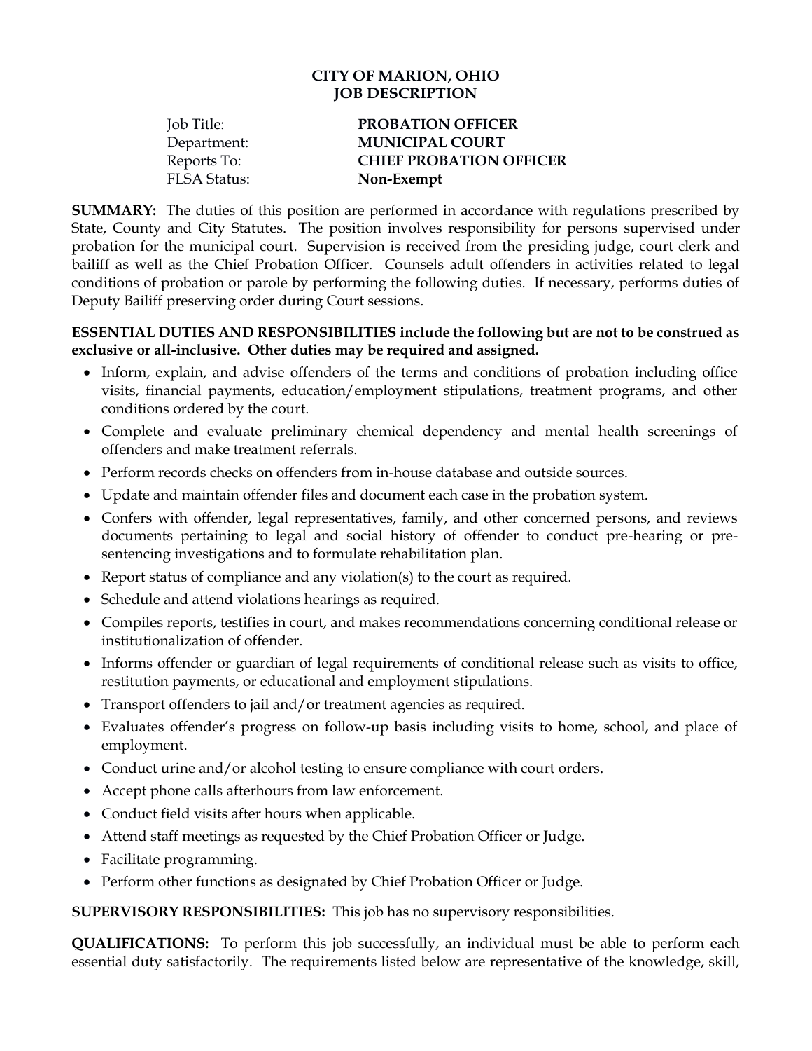**CITY OF MARION, OHIO**
**JOB DESCRIPTION**

| | |
|---|---|
| Job Title: | **PROBATION OFFICER** |
| Department: | **MUNICIPAL COURT** |
| Reports To: | **CHIEF PROBATION OFFICER** |
| FLSA Status: | **Non-Exempt** |

**SUMMARY:** The duties of this position are performed in accordance with regulations prescribed by State, County and City Statutes. The position involves responsibility for persons supervised under probation for the municipal court. Supervision is received from the presiding judge, court clerk and bailiff as well as the Chief Probation Officer. Counsels adult offenders in activities related to legal conditions of probation or parole by performing the following duties. If necessary, performs duties of Deputy Bailiff preserving order during Court sessions.

**ESSENTIAL DUTIES AND RESPONSIBILITIES include the following but are not to be construed as exclusive or all-inclusive. Other duties may be required and assigned.**

- Inform, explain, and advise offenders of the terms and conditions of probation including office visits, financial payments, education/employment stipulations, treatment programs, and other conditions ordered by the court.
- Complete and evaluate preliminary chemical dependency and mental health screenings of offenders and make treatment referrals.
- Perform records checks on offenders from in-house database and outside sources.
- Update and maintain offender files and document each case in the probation system.
- Confers with offender, legal representatives, family, and other concerned persons, and reviews documents pertaining to legal and social history of offender to conduct pre-hearing or pre-sentencing investigations and to formulate rehabilitation plan.
- Report status of compliance and any violation(s) to the court as required.
- Schedule and attend violations hearings as required.
- Compiles reports, testifies in court, and makes recommendations concerning conditional release or institutionalization of offender.
- Informs offender or guardian of legal requirements of conditional release such as visits to office, restitution payments, or educational and employment stipulations.
- Transport offenders to jail and/or treatment agencies as required.
- Evaluates offender's progress on follow-up basis including visits to home, school, and place of employment.
- Conduct urine and/or alcohol testing to ensure compliance with court orders.
- Accept phone calls afterhours from law enforcement.
- Conduct field visits after hours when applicable.
- Attend staff meetings as requested by the Chief Probation Officer or Judge.
- Facilitate programming.
- Perform other functions as designated by Chief Probation Officer or Judge.

**SUPERVISORY RESPONSIBILITIES:** This job has no supervisory responsibilities.

**QUALIFICATIONS:** To perform this job successfully, an individual must be able to perform each essential duty satisfactorily. The requirements listed below are representative of the knowledge, skill,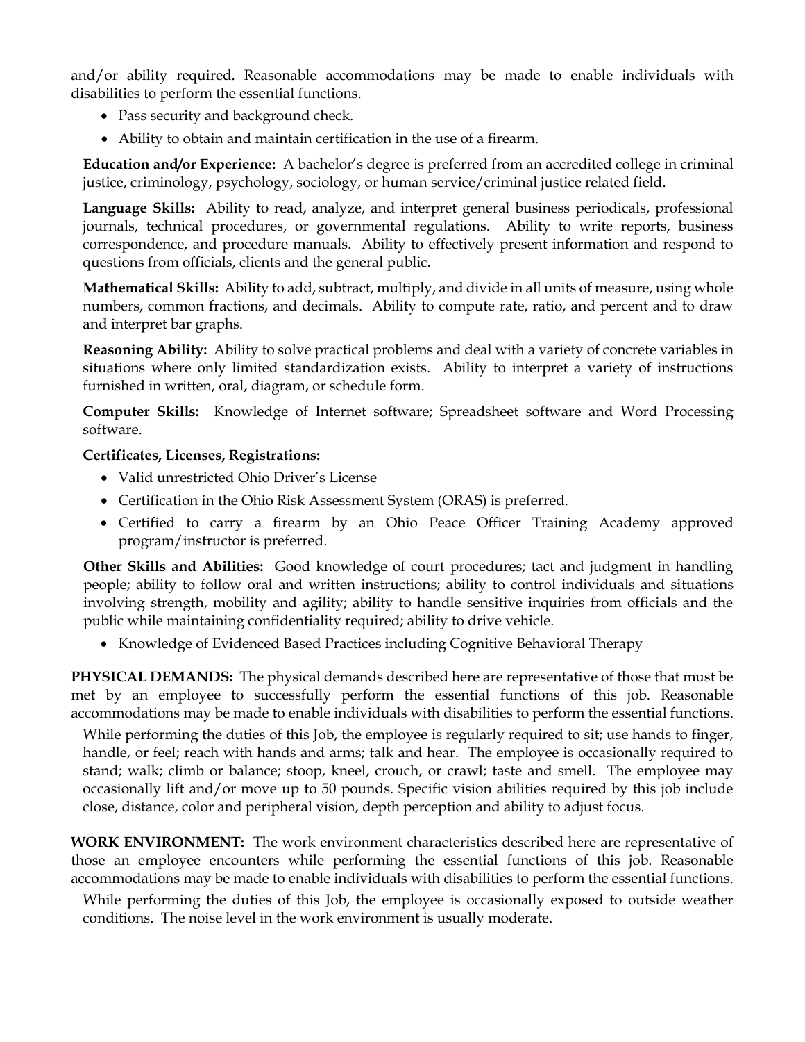and/or ability required. Reasonable accommodations may be made to enable individuals with disabilities to perform the essential functions.

- Pass security and background check.
- Ability to obtain and maintain certification in the use of a firearm.

**Education and/or Experience:** A bachelor's degree is preferred from an accredited college in criminal justice, criminology, psychology, sociology, or human service/criminal justice related field.

**Language Skills:** Ability to read, analyze, and interpret general business periodicals, professional journals, technical procedures, or governmental regulations. Ability to write reports, business correspondence, and procedure manuals. Ability to effectively present information and respond to questions from officials, clients and the general public.

**Mathematical Skills:** Ability to add, subtract, multiply, and divide in all units of measure, using whole numbers, common fractions, and decimals. Ability to compute rate, ratio, and percent and to draw and interpret bar graphs.

**Reasoning Ability:** Ability to solve practical problems and deal with a variety of concrete variables in situations where only limited standardization exists. Ability to interpret a variety of instructions furnished in written, oral, diagram, or schedule form.

**Computer Skills:** Knowledge of Internet software; Spreadsheet software and Word Processing software.

**Certificates, Licenses, Registrations:**

- Valid unrestricted Ohio Driver's License
- Certification in the Ohio Risk Assessment System (ORAS) is preferred.
- Certified to carry a firearm by an Ohio Peace Officer Training Academy approved program/instructor is preferred.

**Other Skills and Abilities:** Good knowledge of court procedures; tact and judgment in handling people; ability to follow oral and written instructions; ability to control individuals and situations involving strength, mobility and agility; ability to handle sensitive inquiries from officials and the public while maintaining confidentiality required; ability to drive vehicle.

- Knowledge of Evidenced Based Practices including Cognitive Behavioral Therapy

**PHYSICAL DEMANDS:** The physical demands described here are representative of those that must be met by an employee to successfully perform the essential functions of this job. Reasonable accommodations may be made to enable individuals with disabilities to perform the essential functions.

While performing the duties of this Job, the employee is regularly required to sit; use hands to finger, handle, or feel; reach with hands and arms; talk and hear. The employee is occasionally required to stand; walk; climb or balance; stoop, kneel, crouch, or crawl; taste and smell. The employee may occasionally lift and/or move up to 50 pounds. Specific vision abilities required by this job include close, distance, color and peripheral vision, depth perception and ability to adjust focus.

**WORK ENVIRONMENT:** The work environment characteristics described here are representative of those an employee encounters while performing the essential functions of this job. Reasonable accommodations may be made to enable individuals with disabilities to perform the essential functions.

While performing the duties of this Job, the employee is occasionally exposed to outside weather conditions. The noise level in the work environment is usually moderate.